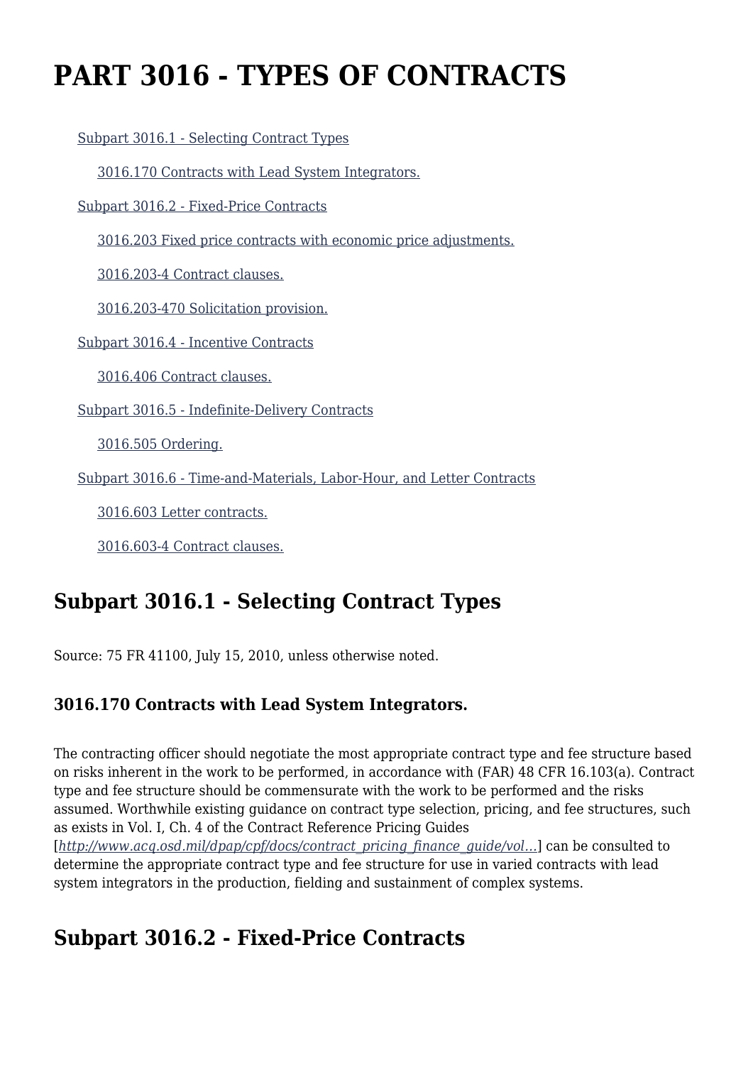# PART 3016 - TYPES OF CONTRACTS

- Subpart 3016.1 - Selecting Contract Types
  - 3016.170 Contracts with Lead System Integrators.
- Subpart 3016.2 - Fixed-Price Contracts
  - 3016.203 Fixed price contracts with economic price adjustments.
  - 3016.203-4 Contract clauses.
  - 3016.203-470 Solicitation provision.
- Subpart 3016.4 - Incentive Contracts
  - 3016.406 Contract clauses.
- Subpart 3016.5 - Indefinite-Delivery Contracts
  - 3016.505 Ordering.
- Subpart 3016.6 - Time-and-Materials, Labor-Hour, and Letter Contracts
  - 3016.603 Letter contracts.
  - 3016.603-4 Contract clauses.

## Subpart 3016.1 - Selecting Contract Types

Source: 75 FR 41100, July 15, 2010, unless otherwise noted.

### 3016.170 Contracts with Lead System Integrators.

The contracting officer should negotiate the most appropriate contract type and fee structure based on risks inherent in the work to be performed, in accordance with (FAR) 48 CFR 16.103(a). Contract type and fee structure should be commensurate with the work to be performed and the risks assumed. Worthwhile existing guidance on contract type selection, pricing, and fee structures, such as exists in Vol. I, Ch. 4 of the Contract Reference Pricing Guides [*http://www.acq.osd.mil/dpap/cpf/docs/contract_pricing_finance_guide/vol...*] can be consulted to determine the appropriate contract type and fee structure for use in varied contracts with lead system integrators in the production, fielding and sustainment of complex systems.

## Subpart 3016.2 - Fixed-Price Contracts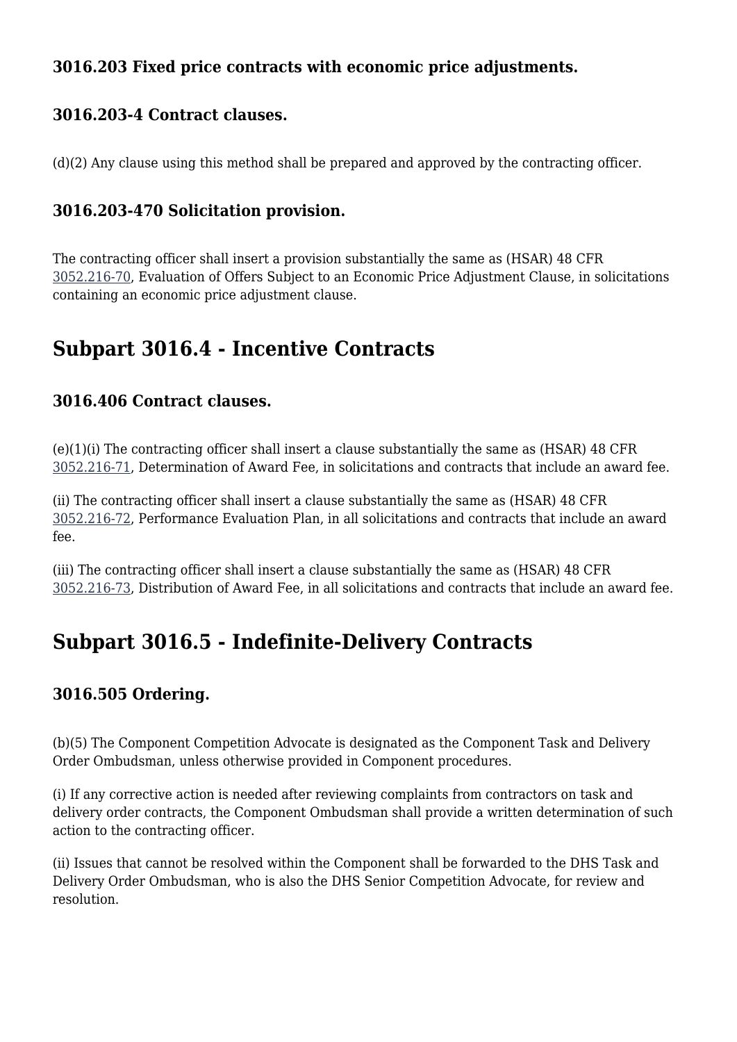### 3016.203 Fixed price contracts with economic price adjustments.

### 3016.203-4 Contract clauses.

(d)(2) Any clause using this method shall be prepared and approved by the contracting officer.

### 3016.203-470 Solicitation provision.

The contracting officer shall insert a provision substantially the same as (HSAR) 48 CFR 3052.216-70, Evaluation of Offers Subject to an Economic Price Adjustment Clause, in solicitations containing an economic price adjustment clause.

## Subpart 3016.4 - Incentive Contracts

### 3016.406 Contract clauses.

(e)(1)(i) The contracting officer shall insert a clause substantially the same as (HSAR) 48 CFR 3052.216-71, Determination of Award Fee, in solicitations and contracts that include an award fee.

(ii) The contracting officer shall insert a clause substantially the same as (HSAR) 48 CFR 3052.216-72, Performance Evaluation Plan, in all solicitations and contracts that include an award fee.

(iii) The contracting officer shall insert a clause substantially the same as (HSAR) 48 CFR 3052.216-73, Distribution of Award Fee, in all solicitations and contracts that include an award fee.

## Subpart 3016.5 - Indefinite-Delivery Contracts

### 3016.505 Ordering.

(b)(5) The Component Competition Advocate is designated as the Component Task and Delivery Order Ombudsman, unless otherwise provided in Component procedures.

(i) If any corrective action is needed after reviewing complaints from contractors on task and delivery order contracts, the Component Ombudsman shall provide a written determination of such action to the contracting officer.

(ii) Issues that cannot be resolved within the Component shall be forwarded to the DHS Task and Delivery Order Ombudsman, who is also the DHS Senior Competition Advocate, for review and resolution.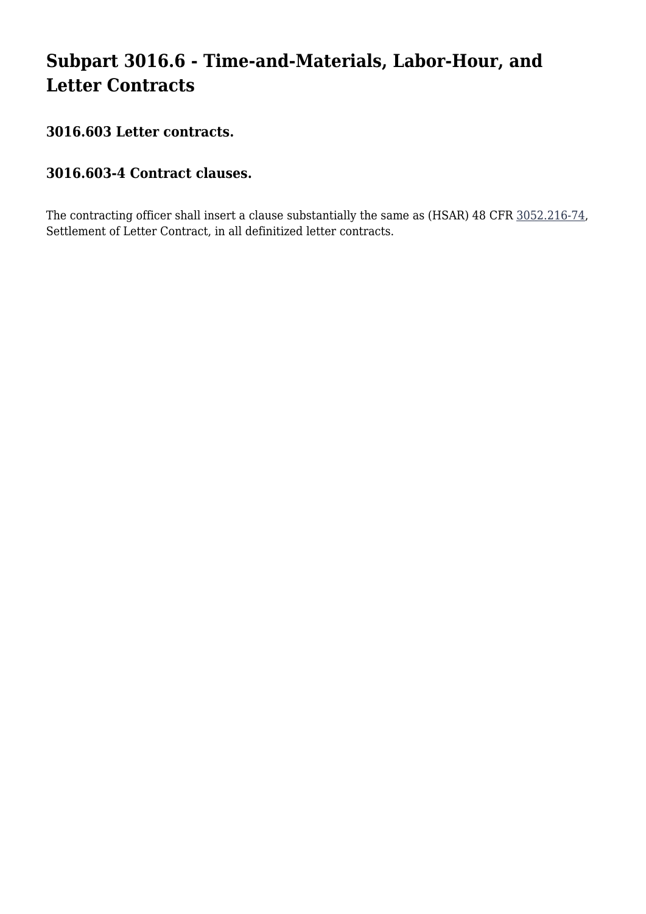## Subpart 3016.6 - Time-and-Materials, Labor-Hour, and Letter Contracts

### 3016.603 Letter contracts.

### 3016.603-4 Contract clauses.

The contracting officer shall insert a clause substantially the same as (HSAR) 48 CFR 3052.216-74, Settlement of Letter Contract, in all definitized letter contracts.